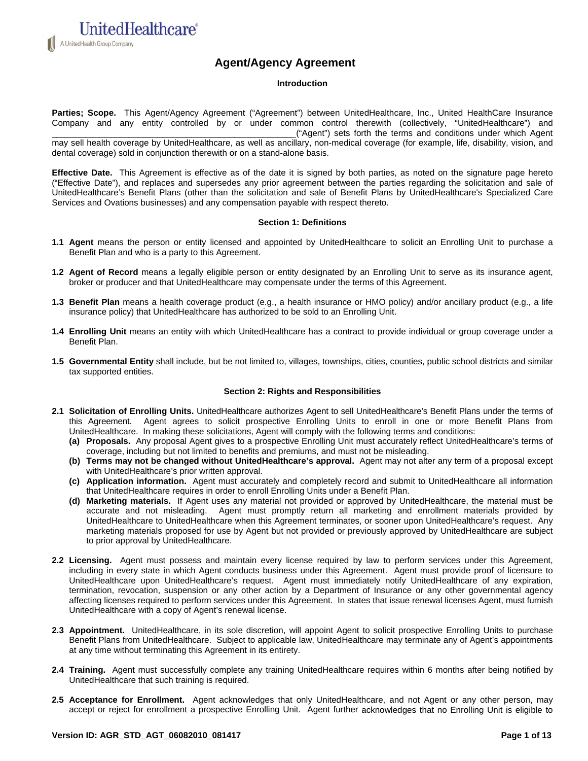# Agent/Agency Agreement

## Introduction

**Parties; Scope.** This Agent/Agency Agreement ("Agreement") between UnitedHealthcare, Inc., United HealthCare Insurance Company and any entity controlled by or under common control therewith (collectively, "UnitedHealthcare") and ________________________________________________("Agent") sets forth the terms and conditions under which Agent may sell health coverage by UnitedHealthcare, as well as ancillary, non-medical coverage (for example, life, disability, vision, and dental coverage) sold in conjunction therewith or on a stand-alone basis.

**Effective Date.** This Agreement is effective as of the date it is signed by both parties, as noted on the signature page hereto ("Effective Date"), and replaces and supersedes any prior agreement between the parties regarding the solicitation and sale of UnitedHealthcare's Benefit Plans (other than the solicitation and sale of Benefit Plans by UnitedHealthcare's Specialized Care Services and Ovations businesses) and any compensation payable with respect thereto.

## Section 1: Definitions

**1.1 Agent** means the person or entity licensed and appointed by UnitedHealthcare to solicit an Enrolling Unit to purchase a Benefit Plan and who is a party to this Agreement.

**1.2 Agent of Record** means a legally eligible person or entity designated by an Enrolling Unit to serve as its insurance agent, broker or producer and that UnitedHealthcare may compensate under the terms of this Agreement.

**1.3 Benefit Plan** means a health coverage product (e.g., a health insurance or HMO policy) and/or ancillary product (e.g., a life insurance policy) that UnitedHealthcare has authorized to be sold to an Enrolling Unit.

**1.4 Enrolling Unit** means an entity with which UnitedHealthcare has a contract to provide individual or group coverage under a Benefit Plan.

**1.5 Governmental Entity** shall include, but be not limited to, villages, townships, cities, counties, public school districts and similar tax supported entities.

## Section 2: Rights and Responsibilities

**2.1 Solicitation of Enrolling Units.** UnitedHealthcare authorizes Agent to sell UnitedHealthcare's Benefit Plans under the terms of this Agreement. Agent agrees to solicit prospective Enrolling Units to enroll in one or more Benefit Plans from UnitedHealthcare. In making these solicitations, Agent will comply with the following terms and conditions:

- **(a) Proposals.** Any proposal Agent gives to a prospective Enrolling Unit must accurately reflect UnitedHealthcare's terms of coverage, including but not limited to benefits and premiums, and must not be misleading.
- **(b) Terms may not be changed without UnitedHealthcare's approval.** Agent may not alter any term of a proposal except with UnitedHealthcare's prior written approval.
- **(c) Application information.** Agent must accurately and completely record and submit to UnitedHealthcare all information that UnitedHealthcare requires in order to enroll Enrolling Units under a Benefit Plan.
- **(d) Marketing materials.** If Agent uses any material not provided or approved by UnitedHealthcare, the material must be accurate and not misleading. Agent must promptly return all marketing and enrollment materials provided by UnitedHealthcare to UnitedHealthcare when this Agreement terminates, or sooner upon UnitedHealthcare's request. Any marketing materials proposed for use by Agent but not provided or previously approved by UnitedHealthcare are subject to prior approval by UnitedHealthcare.

**2.2 Licensing.** Agent must possess and maintain every license required by law to perform services under this Agreement, including in every state in which Agent conducts business under this Agreement. Agent must provide proof of licensure to UnitedHealthcare upon UnitedHealthcare's request. Agent must immediately notify UnitedHealthcare of any expiration, termination, revocation, suspension or any other action by a Department of Insurance or any other governmental agency affecting licenses required to perform services under this Agreement. In states that issue renewal licenses Agent, must furnish UnitedHealthcare with a copy of Agent's renewal license.

**2.3 Appointment.** UnitedHealthcare, in its sole discretion, will appoint Agent to solicit prospective Enrolling Units to purchase Benefit Plans from UnitedHealthcare. Subject to applicable law, UnitedHealthcare may terminate any of Agent's appointments at any time without terminating this Agreement in its entirety.

**2.4 Training.** Agent must successfully complete any training UnitedHealthcare requires within 6 months after being notified by UnitedHealthcare that such training is required.

**2.5 Acceptance for Enrollment.** Agent acknowledges that only UnitedHealthcare, and not Agent or any other person, may accept or reject for enrollment a prospective Enrolling Unit. Agent further acknowledges that no Enrolling Unit is eligible to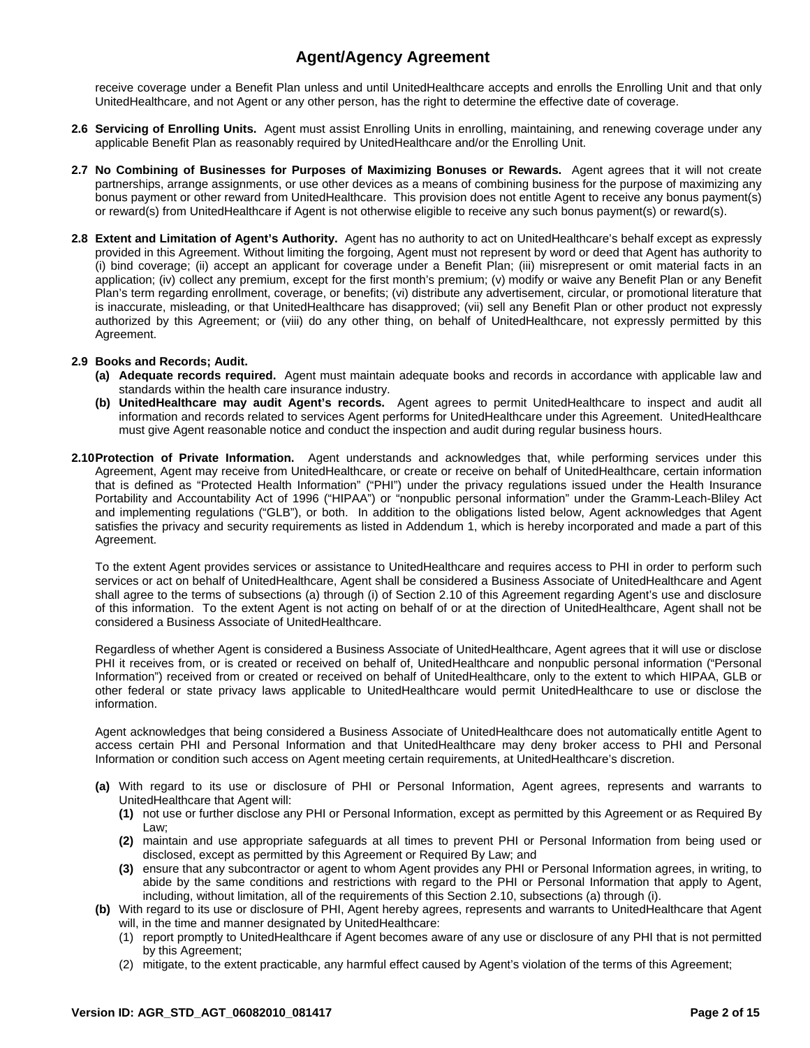receive coverage under a Benefit Plan unless and until UnitedHealthcare accepts and enrolls the Enrolling Unit and that only UnitedHealthcare, and not Agent or any other person, has the right to determine the effective date of coverage.

**2.6 Servicing of Enrolling Units.** Agent must assist Enrolling Units in enrolling, maintaining, and renewing coverage under any applicable Benefit Plan as reasonably required by UnitedHealthcare and/or the Enrolling Unit.

**2.7 No Combining of Businesses for Purposes of Maximizing Bonuses or Rewards.** Agent agrees that it will not create partnerships, arrange assignments, or use other devices as a means of combining business for the purpose of maximizing any bonus payment or other reward from UnitedHealthcare. This provision does not entitle Agent to receive any bonus payment(s) or reward(s) from UnitedHealthcare if Agent is not otherwise eligible to receive any such bonus payment(s) or reward(s).

**2.8 Extent and Limitation of Agent's Authority.** Agent has no authority to act on UnitedHealthcare's behalf except as expressly provided in this Agreement. Without limiting the forgoing, Agent must not represent by word or deed that Agent has authority to (i) bind coverage; (ii) accept an applicant for coverage under a Benefit Plan; (iii) misrepresent or omit material facts in an application; (iv) collect any premium, except for the first month's premium; (v) modify or waive any Benefit Plan or any Benefit Plan's term regarding enrollment, coverage, or benefits; (vi) distribute any advertisement, circular, or promotional literature that is inaccurate, misleading, or that UnitedHealthcare has disapproved; (vii) sell any Benefit Plan or other product not expressly authorized by this Agreement; or (viii) do any other thing, on behalf of UnitedHealthcare, not expressly permitted by this Agreement.

**2.9 Books and Records; Audit.**

- **(a) Adequate records required.** Agent must maintain adequate books and records in accordance with applicable law and standards within the health care insurance industry.
- **(b) UnitedHealthcare may audit Agent's records.** Agent agrees to permit UnitedHealthcare to inspect and audit all information and records related to services Agent performs for UnitedHealthcare under this Agreement. UnitedHealthcare must give Agent reasonable notice and conduct the inspection and audit during regular business hours.

**2.10 Protection of Private Information.** Agent understands and acknowledges that, while performing services under this Agreement, Agent may receive from UnitedHealthcare, or create or receive on behalf of UnitedHealthcare, certain information that is defined as "Protected Health Information" ("PHI") under the privacy regulations issued under the Health Insurance Portability and Accountability Act of 1996 ("HIPAA") or "nonpublic personal information" under the Gramm-Leach-Bliley Act and implementing regulations ("GLB"), or both. In addition to the obligations listed below, Agent acknowledges that Agent satisfies the privacy and security requirements as listed in Addendum 1, which is hereby incorporated and made a part of this Agreement.

To the extent Agent provides services or assistance to UnitedHealthcare and requires access to PHI in order to perform such services or act on behalf of UnitedHealthcare, Agent shall be considered a Business Associate of UnitedHealthcare and Agent shall agree to the terms of subsections (a) through (i) of Section 2.10 of this Agreement regarding Agent's use and disclosure of this information. To the extent Agent is not acting on behalf of or at the direction of UnitedHealthcare, Agent shall not be considered a Business Associate of UnitedHealthcare.

Regardless of whether Agent is considered a Business Associate of UnitedHealthcare, Agent agrees that it will use or disclose PHI it receives from, or is created or received on behalf of, UnitedHealthcare and nonpublic personal information ("Personal Information") received from or created or received on behalf of UnitedHealthcare, only to the extent to which HIPAA, GLB or other federal or state privacy laws applicable to UnitedHealthcare would permit UnitedHealthcare to use or disclose the information.

Agent acknowledges that being considered a Business Associate of UnitedHealthcare does not automatically entitle Agent to access certain PHI and Personal Information and that UnitedHealthcare may deny broker access to PHI and Personal Information or condition such access on Agent meeting certain requirements, at UnitedHealthcare's discretion.

- **(a)** With regard to its use or disclosure of PHI or Personal Information, Agent agrees, represents and warrants to UnitedHealthcare that Agent will:
  - **(1)** not use or further disclose any PHI or Personal Information, except as permitted by this Agreement or as Required By Law;
  - **(2)** maintain and use appropriate safeguards at all times to prevent PHI or Personal Information from being used or disclosed, except as permitted by this Agreement or Required By Law; and
  - **(3)** ensure that any subcontractor or agent to whom Agent provides any PHI or Personal Information agrees, in writing, to abide by the same conditions and restrictions with regard to the PHI or Personal Information that apply to Agent, including, without limitation, all of the requirements of this Section 2.10, subsections (a) through (i).
- **(b)** With regard to its use or disclosure of PHI, Agent hereby agrees, represents and warrants to UnitedHealthcare that Agent will, in the time and manner designated by UnitedHealthcare:
  - (1) report promptly to UnitedHealthcare if Agent becomes aware of any use or disclosure of any PHI that is not permitted by this Agreement;
  - (2) mitigate, to the extent practicable, any harmful effect caused by Agent's violation of the terms of this Agreement;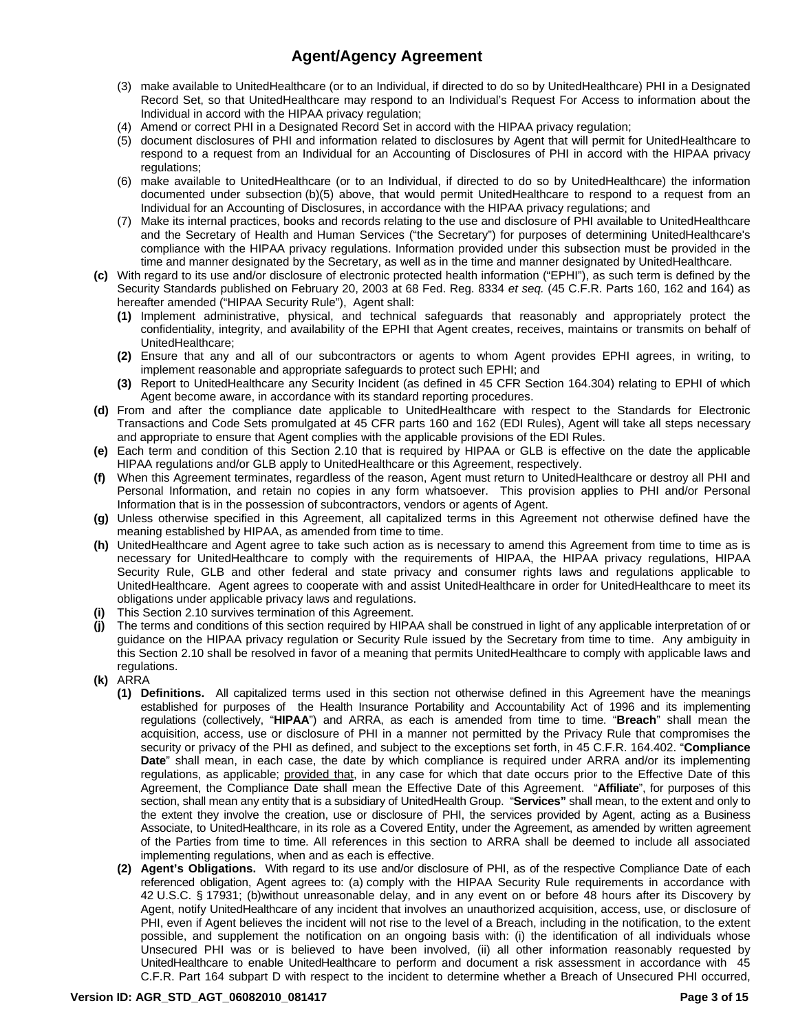(3) make available to UnitedHealthcare (or to an Individual, if directed to do so by UnitedHealthcare) PHI in a Designated Record Set, so that UnitedHealthcare may respond to an Individual's Request For Access to information about the Individual in accord with the HIPAA privacy regulation;

(4) Amend or correct PHI in a Designated Record Set in accord with the HIPAA privacy regulation;

(5) document disclosures of PHI and information related to disclosures by Agent that will permit for UnitedHealthcare to respond to a request from an Individual for an Accounting of Disclosures of PHI in accord with the HIPAA privacy regulations;

(6) make available to UnitedHealthcare (or to an Individual, if directed to do so by UnitedHealthcare) the information documented under subsection (b)(5) above, that would permit UnitedHealthcare to respond to a request from an Individual for an Accounting of Disclosures, in accordance with the HIPAA privacy regulations; and

(7) Make its internal practices, books and records relating to the use and disclosure of PHI available to UnitedHealthcare and the Secretary of Health and Human Services ("the Secretary") for purposes of determining UnitedHealthcare's compliance with the HIPAA privacy regulations. Information provided under this subsection must be provided in the time and manner designated by the Secretary, as well as in the time and manner designated by UnitedHealthcare.

**(c)** With regard to its use and/or disclosure of electronic protected health information ("EPHI"), as such term is defined by the Security Standards published on February 20, 2003 at 68 Fed. Reg. 8334 *et seq.* (45 C.F.R. Parts 160, 162 and 164) as hereafter amended ("HIPAA Security Rule"), Agent shall:

**(1)** Implement administrative, physical, and technical safeguards that reasonably and appropriately protect the confidentiality, integrity, and availability of the EPHI that Agent creates, receives, maintains or transmits on behalf of UnitedHealthcare;

**(2)** Ensure that any and all of our subcontractors or agents to whom Agent provides EPHI agrees, in writing, to implement reasonable and appropriate safeguards to protect such EPHI; and

**(3)** Report to UnitedHealthcare any Security Incident (as defined in 45 CFR Section 164.304) relating to EPHI of which Agent become aware, in accordance with its standard reporting procedures.

**(d)** From and after the compliance date applicable to UnitedHealthcare with respect to the Standards for Electronic Transactions and Code Sets promulgated at 45 CFR parts 160 and 162 (EDI Rules), Agent will take all steps necessary and appropriate to ensure that Agent complies with the applicable provisions of the EDI Rules.

**(e)** Each term and condition of this Section 2.10 that is required by HIPAA or GLB is effective on the date the applicable HIPAA regulations and/or GLB apply to UnitedHealthcare or this Agreement, respectively.

**(f)** When this Agreement terminates, regardless of the reason, Agent must return to UnitedHealthcare or destroy all PHI and Personal Information, and retain no copies in any form whatsoever. This provision applies to PHI and/or Personal Information that is in the possession of subcontractors, vendors or agents of Agent.

**(g)** Unless otherwise specified in this Agreement, all capitalized terms in this Agreement not otherwise defined have the meaning established by HIPAA, as amended from time to time.

**(h)** UnitedHealthcare and Agent agree to take such action as is necessary to amend this Agreement from time to time as is necessary for UnitedHealthcare to comply with the requirements of HIPAA, the HIPAA privacy regulations, HIPAA Security Rule, GLB and other federal and state privacy and consumer rights laws and regulations applicable to UnitedHealthcare. Agent agrees to cooperate with and assist UnitedHealthcare in order for UnitedHealthcare to meet its obligations under applicable privacy laws and regulations.

**(i)** This Section 2.10 survives termination of this Agreement.

**(j)** The terms and conditions of this section required by HIPAA shall be construed in light of any applicable interpretation of or guidance on the HIPAA privacy regulation or Security Rule issued by the Secretary from time to time. Any ambiguity in this Section 2.10 shall be resolved in favor of a meaning that permits UnitedHealthcare to comply with applicable laws and regulations.

**(k)** ARRA

**(1) Definitions.** All capitalized terms used in this section not otherwise defined in this Agreement have the meanings established for purposes of the Health Insurance Portability and Accountability Act of 1996 and its implementing regulations (collectively, "**HIPAA**") and ARRA, as each is amended from time to time. "**Breach**" shall mean the acquisition, access, use or disclosure of PHI in a manner not permitted by the Privacy Rule that compromises the security or privacy of the PHI as defined, and subject to the exceptions set forth, in 45 C.F.R. 164.402. "**Compliance Date**" shall mean, in each case, the date by which compliance is required under ARRA and/or its implementing regulations, as applicable; provided that, in any case for which that date occurs prior to the Effective Date of this Agreement, the Compliance Date shall mean the Effective Date of this Agreement. "**Affiliate**", for purposes of this section, shall mean any entity that is a subsidiary of UnitedHealth Group. "**Services"** shall mean, to the extent and only to the extent they involve the creation, use or disclosure of PHI, the services provided by Agent, acting as a Business Associate, to UnitedHealthcare, in its role as a Covered Entity, under the Agreement, as amended by written agreement of the Parties from time to time. All references in this section to ARRA shall be deemed to include all associated implementing regulations, when and as each is effective.

**(2) Agent's Obligations.** With regard to its use and/or disclosure of PHI, as of the respective Compliance Date of each referenced obligation, Agent agrees to: (a) comply with the HIPAA Security Rule requirements in accordance with 42 U.S.C. § 17931; (b)without unreasonable delay, and in any event on or before 48 hours after its Discovery by Agent, notify UnitedHealthcare of any incident that involves an unauthorized acquisition, access, use, or disclosure of PHI, even if Agent believes the incident will not rise to the level of a Breach, including in the notification, to the extent possible, and supplement the notification on an ongoing basis with: (i) the identification of all individuals whose Unsecured PHI was or is believed to have been involved, (ii) all other information reasonably requested by UnitedHealthcare to enable UnitedHealthcare to perform and document a risk assessment in accordance with 45 C.F.R. Part 164 subpart D with respect to the incident to determine whether a Breach of Unsecured PHI occurred,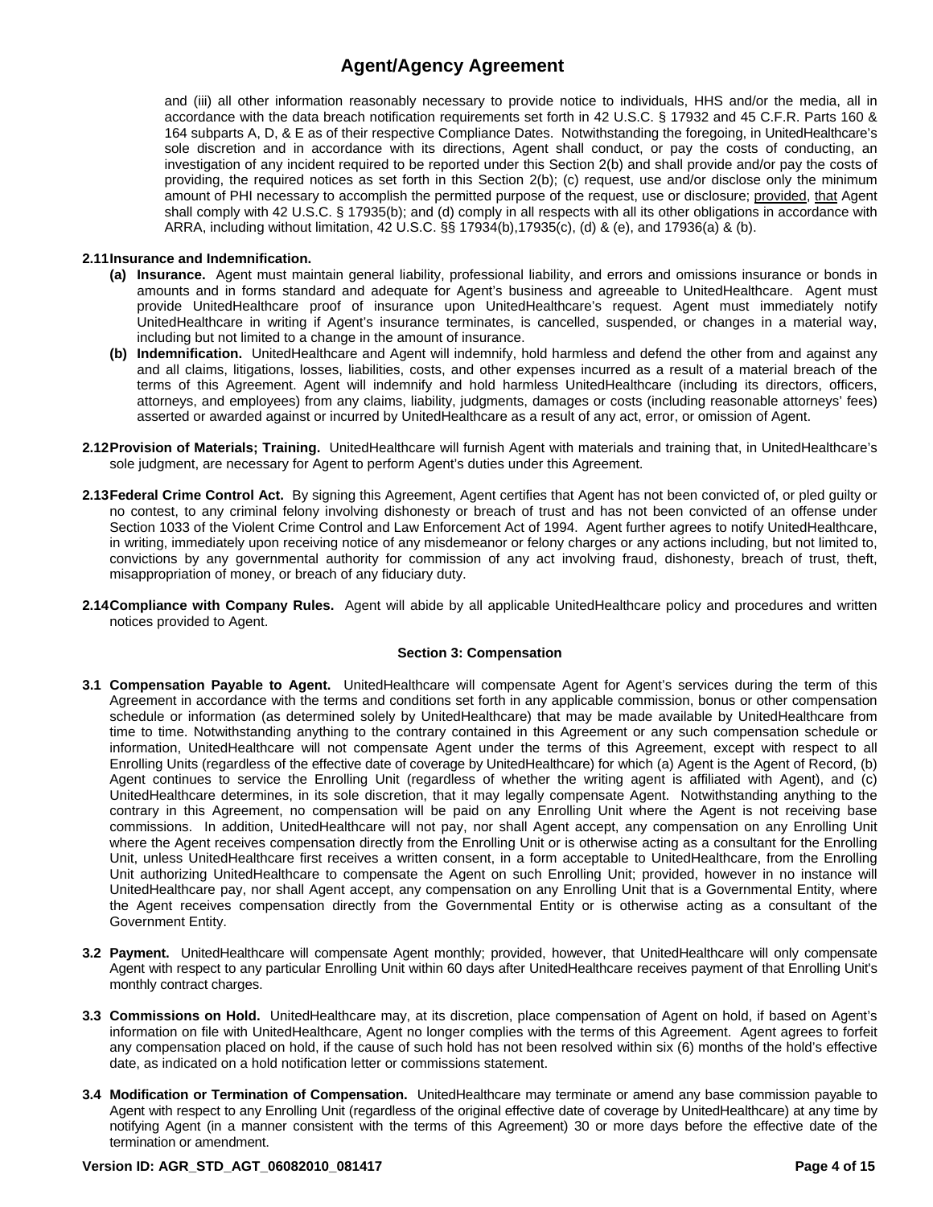and (iii) all other information reasonably necessary to provide notice to individuals, HHS and/or the media, all in accordance with the data breach notification requirements set forth in 42 U.S.C. § 17932 and 45 C.F.R. Parts 160 & 164 subparts A, D, & E as of their respective Compliance Dates. Notwithstanding the foregoing, in UnitedHealthcare's sole discretion and in accordance with its directions, Agent shall conduct, or pay the costs of conducting, an investigation of any incident required to be reported under this Section 2(b) and shall provide and/or pay the costs of providing, the required notices as set forth in this Section 2(b); (c) request, use and/or disclose only the minimum amount of PHI necessary to accomplish the permitted purpose of the request, use or disclosure; provided, that Agent shall comply with 42 U.S.C. § 17935(b); and (d) comply in all respects with all its other obligations in accordance with ARRA, including without limitation, 42 U.S.C. §§ 17934(b),17935(c), (d) & (e), and 17936(a) & (b).

**2.11 Insurance and Indemnification.**

**(a) Insurance.** Agent must maintain general liability, professional liability, and errors and omissions insurance or bonds in amounts and in forms standard and adequate for Agent's business and agreeable to UnitedHealthcare. Agent must provide UnitedHealthcare proof of insurance upon UnitedHealthcare's request. Agent must immediately notify UnitedHealthcare in writing if Agent's insurance terminates, is cancelled, suspended, or changes in a material way, including but not limited to a change in the amount of insurance.

**(b) Indemnification.** UnitedHealthcare and Agent will indemnify, hold harmless and defend the other from and against any and all claims, litigations, losses, liabilities, costs, and other expenses incurred as a result of a material breach of the terms of this Agreement. Agent will indemnify and hold harmless UnitedHealthcare (including its directors, officers, attorneys, and employees) from any claims, liability, judgments, damages or costs (including reasonable attorneys' fees) asserted or awarded against or incurred by UnitedHealthcare as a result of any act, error, or omission of Agent.

**2.12 Provision of Materials; Training.** UnitedHealthcare will furnish Agent with materials and training that, in UnitedHealthcare's sole judgment, are necessary for Agent to perform Agent's duties under this Agreement.

**2.13 Federal Crime Control Act.** By signing this Agreement, Agent certifies that Agent has not been convicted of, or pled guilty or no contest, to any criminal felony involving dishonesty or breach of trust and has not been convicted of an offense under Section 1033 of the Violent Crime Control and Law Enforcement Act of 1994. Agent further agrees to notify UnitedHealthcare, in writing, immediately upon receiving notice of any misdemeanor or felony charges or any actions including, but not limited to, convictions by any governmental authority for commission of any act involving fraud, dishonesty, breach of trust, theft, misappropriation of money, or breach of any fiduciary duty.

**2.14 Compliance with Company Rules.** Agent will abide by all applicable UnitedHealthcare policy and procedures and written notices provided to Agent.

## Section 3: Compensation

**3.1 Compensation Payable to Agent.** UnitedHealthcare will compensate Agent for Agent's services during the term of this Agreement in accordance with the terms and conditions set forth in any applicable commission, bonus or other compensation schedule or information (as determined solely by UnitedHealthcare) that may be made available by UnitedHealthcare from time to time. Notwithstanding anything to the contrary contained in this Agreement or any such compensation schedule or information, UnitedHealthcare will not compensate Agent under the terms of this Agreement, except with respect to all Enrolling Units (regardless of the effective date of coverage by UnitedHealthcare) for which (a) Agent is the Agent of Record, (b) Agent continues to service the Enrolling Unit (regardless of whether the writing agent is affiliated with Agent), and (c) UnitedHealthcare determines, in its sole discretion, that it may legally compensate Agent. Notwithstanding anything to the contrary in this Agreement, no compensation will be paid on any Enrolling Unit where the Agent is not receiving base commissions. In addition, UnitedHealthcare will not pay, nor shall Agent accept, any compensation on any Enrolling Unit where the Agent receives compensation directly from the Enrolling Unit or is otherwise acting as a consultant for the Enrolling Unit, unless UnitedHealthcare first receives a written consent, in a form acceptable to UnitedHealthcare, from the Enrolling Unit authorizing UnitedHealthcare to compensate the Agent on such Enrolling Unit; provided, however in no instance will UnitedHealthcare pay, nor shall Agent accept, any compensation on any Enrolling Unit that is a Governmental Entity, where the Agent receives compensation directly from the Governmental Entity or is otherwise acting as a consultant of the Government Entity.

**3.2 Payment.** UnitedHealthcare will compensate Agent monthly; provided, however, that UnitedHealthcare will only compensate Agent with respect to any particular Enrolling Unit within 60 days after UnitedHealthcare receives payment of that Enrolling Unit's monthly contract charges.

**3.3 Commissions on Hold.** UnitedHealthcare may, at its discretion, place compensation of Agent on hold, if based on Agent's information on file with UnitedHealthcare, Agent no longer complies with the terms of this Agreement. Agent agrees to forfeit any compensation placed on hold, if the cause of such hold has not been resolved within six (6) months of the hold's effective date, as indicated on a hold notification letter or commissions statement.

**3.4 Modification or Termination of Compensation.** UnitedHealthcare may terminate or amend any base commission payable to Agent with respect to any Enrolling Unit (regardless of the original effective date of coverage by UnitedHealthcare) at any time by notifying Agent (in a manner consistent with the terms of this Agreement) 30 or more days before the effective date of the termination or amendment.

Version ID: AGR_STD_AGT_06082010_081417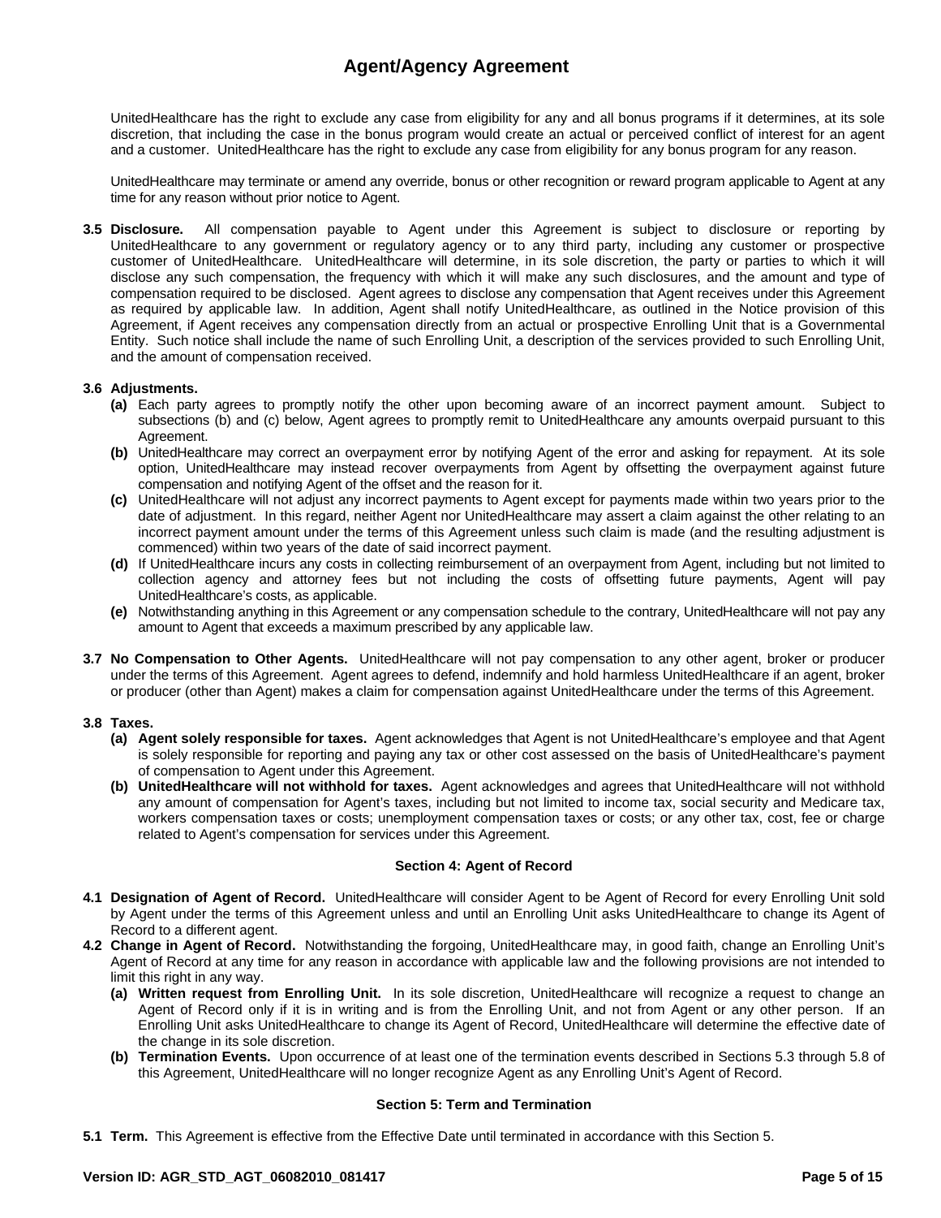UnitedHealthcare has the right to exclude any case from eligibility for any and all bonus programs if it determines, at its sole discretion, that including the case in the bonus program would create an actual or perceived conflict of interest for an agent and a customer. UnitedHealthcare has the right to exclude any case from eligibility for any bonus program for any reason.

UnitedHealthcare may terminate or amend any override, bonus or other recognition or reward program applicable to Agent at any time for any reason without prior notice to Agent.

**3.5 Disclosure.** All compensation payable to Agent under this Agreement is subject to disclosure or reporting by UnitedHealthcare to any government or regulatory agency or to any third party, including any customer or prospective customer of UnitedHealthcare. UnitedHealthcare will determine, in its sole discretion, the party or parties to which it will disclose any such compensation, the frequency with which it will make any such disclosures, and the amount and type of compensation required to be disclosed. Agent agrees to disclose any compensation that Agent receives under this Agreement as required by applicable law. In addition, Agent shall notify UnitedHealthcare, as outlined in the Notice provision of this Agreement, if Agent receives any compensation directly from an actual or prospective Enrolling Unit that is a Governmental Entity. Such notice shall include the name of such Enrolling Unit, a description of the services provided to such Enrolling Unit, and the amount of compensation received.

**3.6 Adjustments.**

- **(a)** Each party agrees to promptly notify the other upon becoming aware of an incorrect payment amount. Subject to subsections (b) and (c) below, Agent agrees to promptly remit to UnitedHealthcare any amounts overpaid pursuant to this Agreement.
- **(b)** UnitedHealthcare may correct an overpayment error by notifying Agent of the error and asking for repayment. At its sole option, UnitedHealthcare may instead recover overpayments from Agent by offsetting the overpayment against future compensation and notifying Agent of the offset and the reason for it.
- **(c)** UnitedHealthcare will not adjust any incorrect payments to Agent except for payments made within two years prior to the date of adjustment. In this regard, neither Agent nor UnitedHealthcare may assert a claim against the other relating to an incorrect payment amount under the terms of this Agreement unless such claim is made (and the resulting adjustment is commenced) within two years of the date of said incorrect payment.
- **(d)** If UnitedHealthcare incurs any costs in collecting reimbursement of an overpayment from Agent, including but not limited to collection agency and attorney fees but not including the costs of offsetting future payments, Agent will pay UnitedHealthcare's costs, as applicable.
- **(e)** Notwithstanding anything in this Agreement or any compensation schedule to the contrary, UnitedHealthcare will not pay any amount to Agent that exceeds a maximum prescribed by any applicable law.

**3.7 No Compensation to Other Agents.** UnitedHealthcare will not pay compensation to any other agent, broker or producer under the terms of this Agreement. Agent agrees to defend, indemnify and hold harmless UnitedHealthcare if an agent, broker or producer (other than Agent) makes a claim for compensation against UnitedHealthcare under the terms of this Agreement.

**3.8 Taxes.**

- **(a) Agent solely responsible for taxes.** Agent acknowledges that Agent is not UnitedHealthcare's employee and that Agent is solely responsible for reporting and paying any tax or other cost assessed on the basis of UnitedHealthcare's payment of compensation to Agent under this Agreement.
- **(b) UnitedHealthcare will not withhold for taxes.** Agent acknowledges and agrees that UnitedHealthcare will not withhold any amount of compensation for Agent's taxes, including but not limited to income tax, social security and Medicare tax, workers compensation taxes or costs; unemployment compensation taxes or costs; or any other tax, cost, fee or charge related to Agent's compensation for services under this Agreement.

## Section 4: Agent of Record

**4.1 Designation of Agent of Record.** UnitedHealthcare will consider Agent to be Agent of Record for every Enrolling Unit sold by Agent under the terms of this Agreement unless and until an Enrolling Unit asks UnitedHealthcare to change its Agent of Record to a different agent.

**4.2 Change in Agent of Record.** Notwithstanding the forgoing, UnitedHealthcare may, in good faith, change an Enrolling Unit's Agent of Record at any time for any reason in accordance with applicable law and the following provisions are not intended to limit this right in any way.

- **(a) Written request from Enrolling Unit.** In its sole discretion, UnitedHealthcare will recognize a request to change an Agent of Record only if it is in writing and is from the Enrolling Unit, and not from Agent or any other person. If an Enrolling Unit asks UnitedHealthcare to change its Agent of Record, UnitedHealthcare will determine the effective date of the change in its sole discretion.
- **(b) Termination Events.** Upon occurrence of at least one of the termination events described in Sections 5.3 through 5.8 of this Agreement, UnitedHealthcare will no longer recognize Agent as any Enrolling Unit's Agent of Record.

## Section 5: Term and Termination

**5.1 Term.** This Agreement is effective from the Effective Date until terminated in accordance with this Section 5.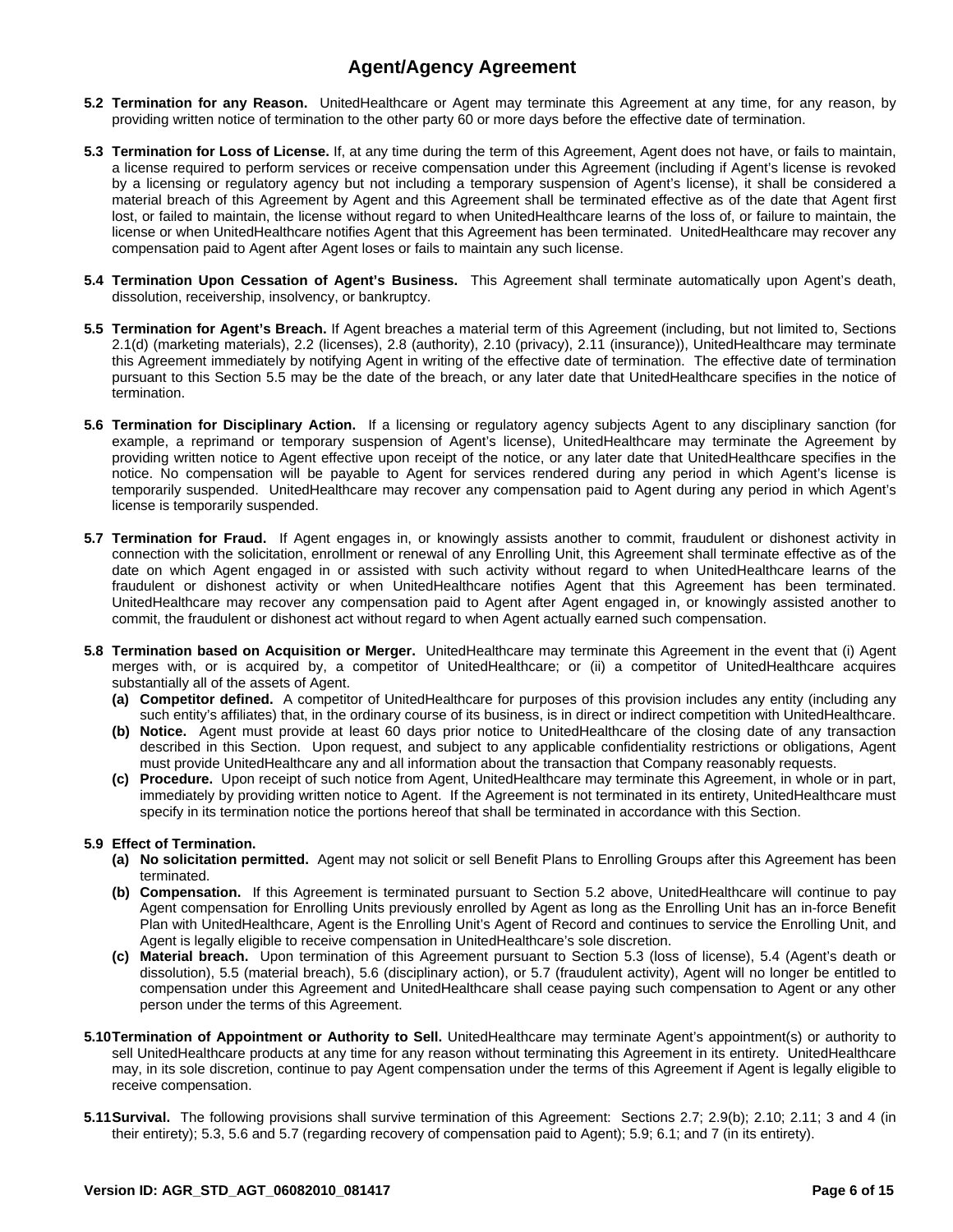**5.2 Termination for any Reason.** UnitedHealthcare or Agent may terminate this Agreement at any time, for any reason, by providing written notice of termination to the other party 60 or more days before the effective date of termination.

**5.3 Termination for Loss of License.** If, at any time during the term of this Agreement, Agent does not have, or fails to maintain, a license required to perform services or receive compensation under this Agreement (including if Agent's license is revoked by a licensing or regulatory agency but not including a temporary suspension of Agent's license), it shall be considered a material breach of this Agreement by Agent and this Agreement shall be terminated effective as of the date that Agent first lost, or failed to maintain, the license without regard to when UnitedHealthcare learns of the loss of, or failure to maintain, the license or when UnitedHealthcare notifies Agent that this Agreement has been terminated. UnitedHealthcare may recover any compensation paid to Agent after Agent loses or fails to maintain any such license.

**5.4 Termination Upon Cessation of Agent's Business.** This Agreement shall terminate automatically upon Agent's death, dissolution, receivership, insolvency, or bankruptcy.

**5.5 Termination for Agent's Breach.** If Agent breaches a material term of this Agreement (including, but not limited to, Sections 2.1(d) (marketing materials), 2.2 (licenses), 2.8 (authority), 2.10 (privacy), 2.11 (insurance)), UnitedHealthcare may terminate this Agreement immediately by notifying Agent in writing of the effective date of termination. The effective date of termination pursuant to this Section 5.5 may be the date of the breach, or any later date that UnitedHealthcare specifies in the notice of termination.

**5.6 Termination for Disciplinary Action.** If a licensing or regulatory agency subjects Agent to any disciplinary sanction (for example, a reprimand or temporary suspension of Agent's license), UnitedHealthcare may terminate the Agreement by providing written notice to Agent effective upon receipt of the notice, or any later date that UnitedHealthcare specifies in the notice. No compensation will be payable to Agent for services rendered during any period in which Agent's license is temporarily suspended. UnitedHealthcare may recover any compensation paid to Agent during any period in which Agent's license is temporarily suspended.

**5.7 Termination for Fraud.** If Agent engages in, or knowingly assists another to commit, fraudulent or dishonest activity in connection with the solicitation, enrollment or renewal of any Enrolling Unit, this Agreement shall terminate effective as of the date on which Agent engaged in or assisted with such activity without regard to when UnitedHealthcare learns of the fraudulent or dishonest activity or when UnitedHealthcare notifies Agent that this Agreement has been terminated. UnitedHealthcare may recover any compensation paid to Agent after Agent engaged in, or knowingly assisted another to commit, the fraudulent or dishonest act without regard to when Agent actually earned such compensation.

**5.8 Termination based on Acquisition or Merger.** UnitedHealthcare may terminate this Agreement in the event that (i) Agent merges with, or is acquired by, a competitor of UnitedHealthcare; or (ii) a competitor of UnitedHealthcare acquires substantially all of the assets of Agent.

- **(a) Competitor defined.** A competitor of UnitedHealthcare for purposes of this provision includes any entity (including any such entity's affiliates) that, in the ordinary course of its business, is in direct or indirect competition with UnitedHealthcare.
- **(b) Notice.** Agent must provide at least 60 days prior notice to UnitedHealthcare of the closing date of any transaction described in this Section. Upon request, and subject to any applicable confidentiality restrictions or obligations, Agent must provide UnitedHealthcare any and all information about the transaction that Company reasonably requests.
- **(c) Procedure.** Upon receipt of such notice from Agent, UnitedHealthcare may terminate this Agreement, in whole or in part, immediately by providing written notice to Agent. If the Agreement is not terminated in its entirety, UnitedHealthcare must specify in its termination notice the portions hereof that shall be terminated in accordance with this Section.

**5.9 Effect of Termination.**

- **(a) No solicitation permitted.** Agent may not solicit or sell Benefit Plans to Enrolling Groups after this Agreement has been terminated.
- **(b) Compensation.** If this Agreement is terminated pursuant to Section 5.2 above, UnitedHealthcare will continue to pay Agent compensation for Enrolling Units previously enrolled by Agent as long as the Enrolling Unit has an in-force Benefit Plan with UnitedHealthcare, Agent is the Enrolling Unit's Agent of Record and continues to service the Enrolling Unit, and Agent is legally eligible to receive compensation in UnitedHealthcare's sole discretion.
- **(c) Material breach.** Upon termination of this Agreement pursuant to Section 5.3 (loss of license), 5.4 (Agent's death or dissolution), 5.5 (material breach), 5.6 (disciplinary action), or 5.7 (fraudulent activity), Agent will no longer be entitled to compensation under this Agreement and UnitedHealthcare shall cease paying such compensation to Agent or any other person under the terms of this Agreement.

**5.10 Termination of Appointment or Authority to Sell.** UnitedHealthcare may terminate Agent's appointment(s) or authority to sell UnitedHealthcare products at any time for any reason without terminating this Agreement in its entirety. UnitedHealthcare may, in its sole discretion, continue to pay Agent compensation under the terms of this Agreement if Agent is legally eligible to receive compensation.

**5.11 Survival.** The following provisions shall survive termination of this Agreement: Sections 2.7; 2.9(b); 2.10; 2.11; 3 and 4 (in their entirety); 5.3, 5.6 and 5.7 (regarding recovery of compensation paid to Agent); 5.9; 6.1; and 7 (in its entirety).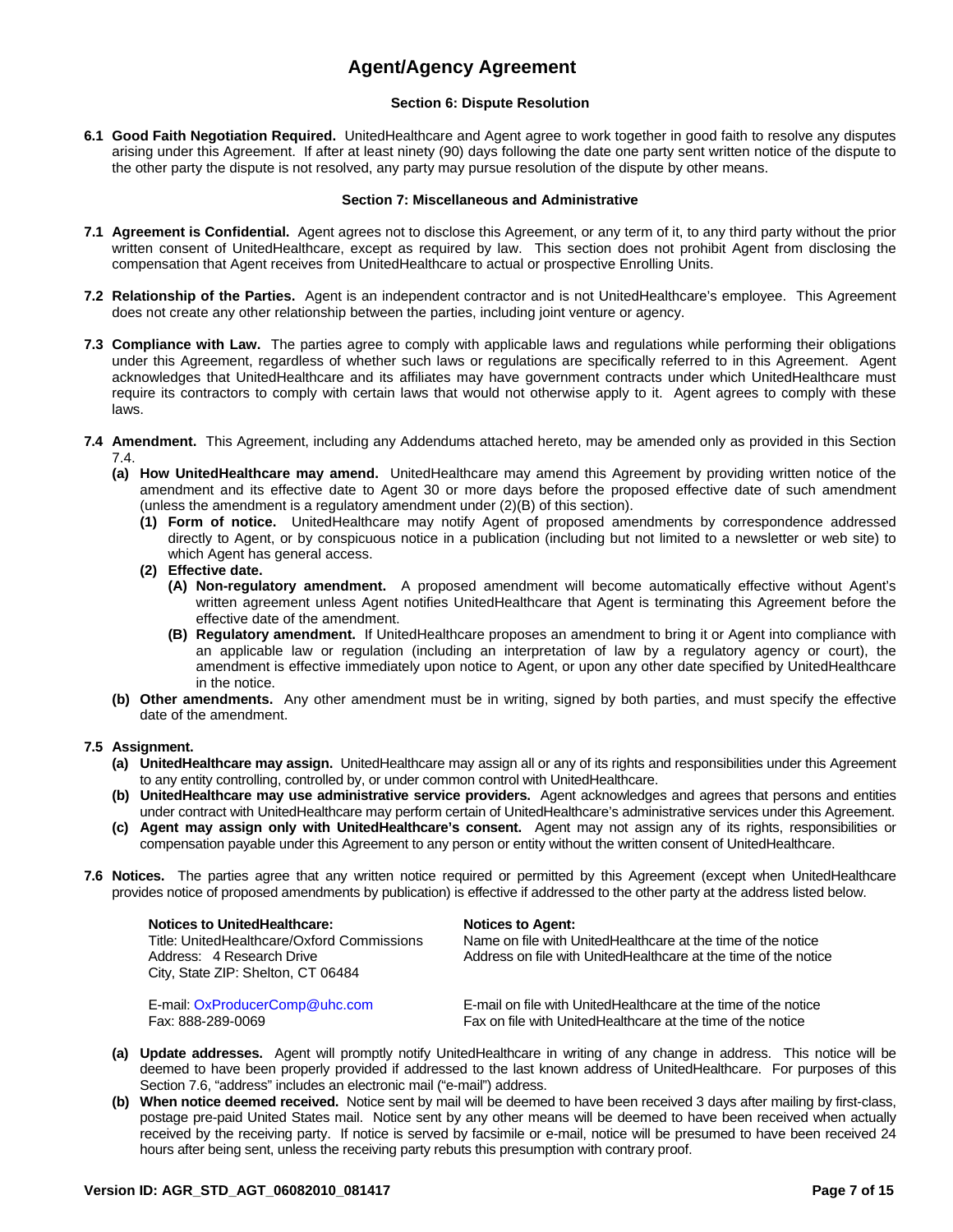# Agent/Agency Agreement

### Section 6: Dispute Resolution

**6.1 Good Faith Negotiation Required.** UnitedHealthcare and Agent agree to work together in good faith to resolve any disputes arising under this Agreement. If after at least ninety (90) days following the date one party sent written notice of the dispute to the other party the dispute is not resolved, any party may pursue resolution of the dispute by other means.

### Section 7: Miscellaneous and Administrative

**7.1 Agreement is Confidential.** Agent agrees not to disclose this Agreement, or any term of it, to any third party without the prior written consent of UnitedHealthcare, except as required by law. This section does not prohibit Agent from disclosing the compensation that Agent receives from UnitedHealthcare to actual or prospective Enrolling Units.

**7.2 Relationship of the Parties.** Agent is an independent contractor and is not UnitedHealthcare's employee. This Agreement does not create any other relationship between the parties, including joint venture or agency.

**7.3 Compliance with Law.** The parties agree to comply with applicable laws and regulations while performing their obligations under this Agreement, regardless of whether such laws or regulations are specifically referred to in this Agreement. Agent acknowledges that UnitedHealthcare and its affiliates may have government contracts under which UnitedHealthcare must require its contractors to comply with certain laws that would not otherwise apply to it. Agent agrees to comply with these laws.

**7.4 Amendment.** This Agreement, including any Addendums attached hereto, may be amended only as provided in this Section 7.4.

- **(a) How UnitedHealthcare may amend.** UnitedHealthcare may amend this Agreement by providing written notice of the amendment and its effective date to Agent 30 or more days before the proposed effective date of such amendment (unless the amendment is a regulatory amendment under (2)(B) of this section).
  - **(1) Form of notice.** UnitedHealthcare may notify Agent of proposed amendments by correspondence addressed directly to Agent, or by conspicuous notice in a publication (including but not limited to a newsletter or web site) to which Agent has general access.
  - **(2) Effective date.**
    - **(A) Non-regulatory amendment.** A proposed amendment will become automatically effective without Agent's written agreement unless Agent notifies UnitedHealthcare that Agent is terminating this Agreement before the effective date of the amendment.
    - **(B) Regulatory amendment.** If UnitedHealthcare proposes an amendment to bring it or Agent into compliance with an applicable law or regulation (including an interpretation of law by a regulatory agency or court), the amendment is effective immediately upon notice to Agent, or upon any other date specified by UnitedHealthcare in the notice.
- **(b) Other amendments.** Any other amendment must be in writing, signed by both parties, and must specify the effective date of the amendment.

**7.5 Assignment.**

- **(a) UnitedHealthcare may assign.** UnitedHealthcare may assign all or any of its rights and responsibilities under this Agreement to any entity controlling, controlled by, or under common control with UnitedHealthcare.
- **(b) UnitedHealthcare may use administrative service providers.** Agent acknowledges and agrees that persons and entities under contract with UnitedHealthcare may perform certain of UnitedHealthcare's administrative services under this Agreement.
- **(c) Agent may assign only with UnitedHealthcare's consent.** Agent may not assign any of its rights, responsibilities or compensation payable under this Agreement to any person or entity without the written consent of UnitedHealthcare.

**7.6 Notices.** The parties agree that any written notice required or permitted by this Agreement (except when UnitedHealthcare provides notice of proposed amendments by publication) is effective if addressed to the other party at the address listed below.

| Notices to UnitedHealthcare: | Notices to Agent: |
|---|---|
| Title: UnitedHealthcare/Oxford Commissions | Name on file with UnitedHealthcare at the time of the notice |
| Address: 4 Research Drive | Address on file with UnitedHealthcare at the time of the notice |
| City, State ZIP: Shelton, CT 06484 | |
| E-mail: OxProducerComp@uhc.com | E-mail on file with UnitedHealthcare at the time of the notice |
| Fax: 888-289-0069 | Fax on file with UnitedHealthcare at the time of the notice |

- **(a) Update addresses.** Agent will promptly notify UnitedHealthcare in writing of any change in address. This notice will be deemed to have been properly provided if addressed to the last known address of UnitedHealthcare. For purposes of this Section 7.6, "address" includes an electronic mail ("e-mail") address.
- **(b) When notice deemed received.** Notice sent by mail will be deemed to have been received 3 days after mailing by first-class, postage pre-paid United States mail. Notice sent by any other means will be deemed to have been received when actually received by the receiving party. If notice is served by facsimile or e-mail, notice will be presumed to have been received 24 hours after being sent, unless the receiving party rebuts this presumption with contrary proof.

Version ID: AGR_STD_AGT_06082010_081417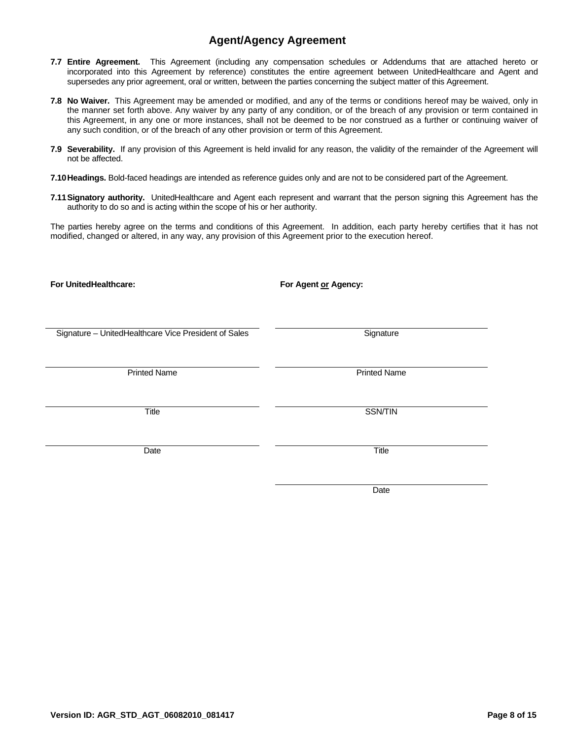# Agent/Agency Agreement

**7.7 Entire Agreement.** This Agreement (including any compensation schedules or Addendums that are attached hereto or incorporated into this Agreement by reference) constitutes the entire agreement between UnitedHealthcare and Agent and supersedes any prior agreement, oral or written, between the parties concerning the subject matter of this Agreement.

**7.8 No Waiver.** This Agreement may be amended or modified, and any of the terms or conditions hereof may be waived, only in the manner set forth above. Any waiver by any party of any condition, or of the breach of any provision or term contained in this Agreement, in any one or more instances, shall not be deemed to be nor construed as a further or continuing waiver of any such condition, or of the breach of any other provision or term of this Agreement.

**7.9 Severability.** If any provision of this Agreement is held invalid for any reason, the validity of the remainder of the Agreement will not be affected.

**7.10 Headings.** Bold-faced headings are intended as reference guides only and are not to be considered part of the Agreement.

**7.11 Signatory authority.** UnitedHealthcare and Agent each represent and warrant that the person signing this Agreement has the authority to do so and is acting within the scope of his or her authority.

The parties hereby agree on the terms and conditions of this Agreement. In addition, each party hereby certifies that it has not modified, changed or altered, in any way, any provision of this Agreement prior to the execution hereof.

| **For UnitedHealthcare:** | **For Agent <u>or</u> Agency:** |
|---|---|
| ______________________________ | ______________________________ |
| Signature – UnitedHealthcare Vice President of Sales | Signature |
| ______________________________ | ______________________________ |
| Printed Name | Printed Name |
| ______________________________ | ______________________________ |
| Title | SSN/TIN |
| ______________________________ | ______________________________ |
| Date | Title |
| | ______________________________ |
| | Date |

Version ID: AGR_STD_AGT_06082010_081417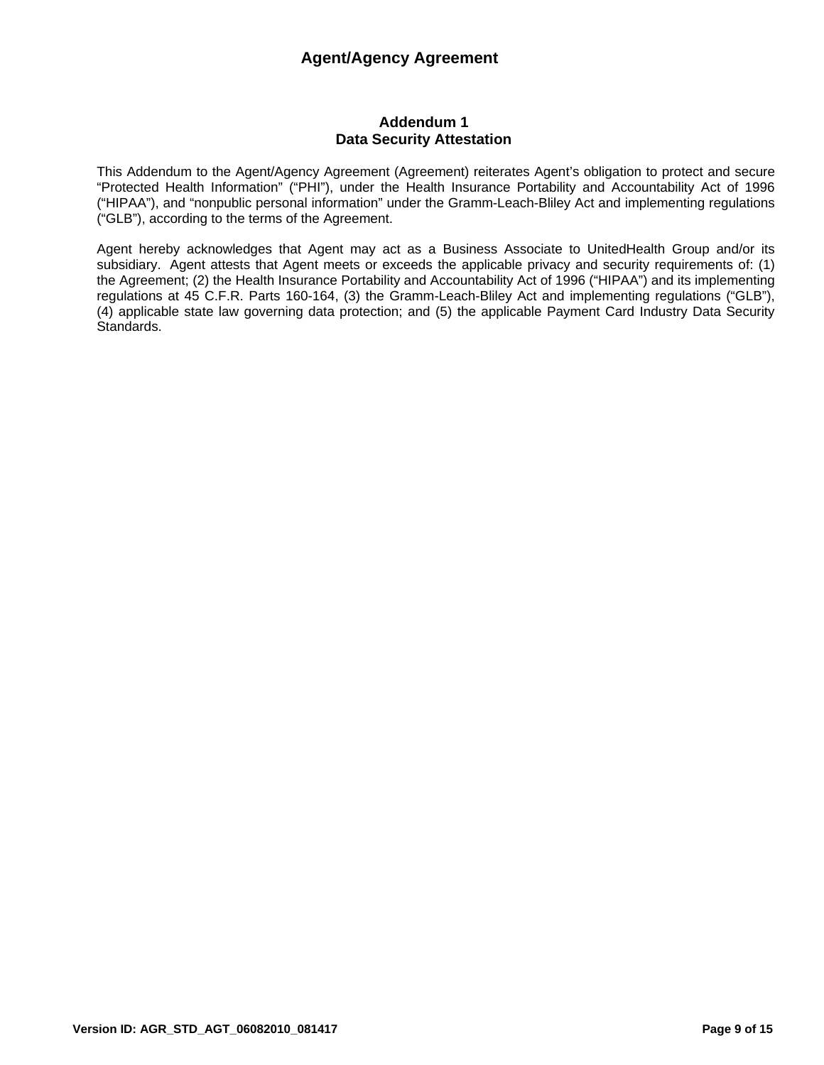## Addendum 1
## Data Security Attestation

This Addendum to the Agent/Agency Agreement (Agreement) reiterates Agent's obligation to protect and secure "Protected Health Information" ("PHI"), under the Health Insurance Portability and Accountability Act of 1996 ("HIPAA"), and "nonpublic personal information" under the Gramm-Leach-Bliley Act and implementing regulations ("GLB"), according to the terms of the Agreement.

Agent hereby acknowledges that Agent may act as a Business Associate to UnitedHealth Group and/or its subsidiary. Agent attests that Agent meets or exceeds the applicable privacy and security requirements of: (1) the Agreement; (2) the Health Insurance Portability and Accountability Act of 1996 ("HIPAA") and its implementing regulations at 45 C.F.R. Parts 160-164, (3) the Gramm-Leach-Bliley Act and implementing regulations ("GLB"), (4) applicable state law governing data protection; and (5) the applicable Payment Card Industry Data Security Standards.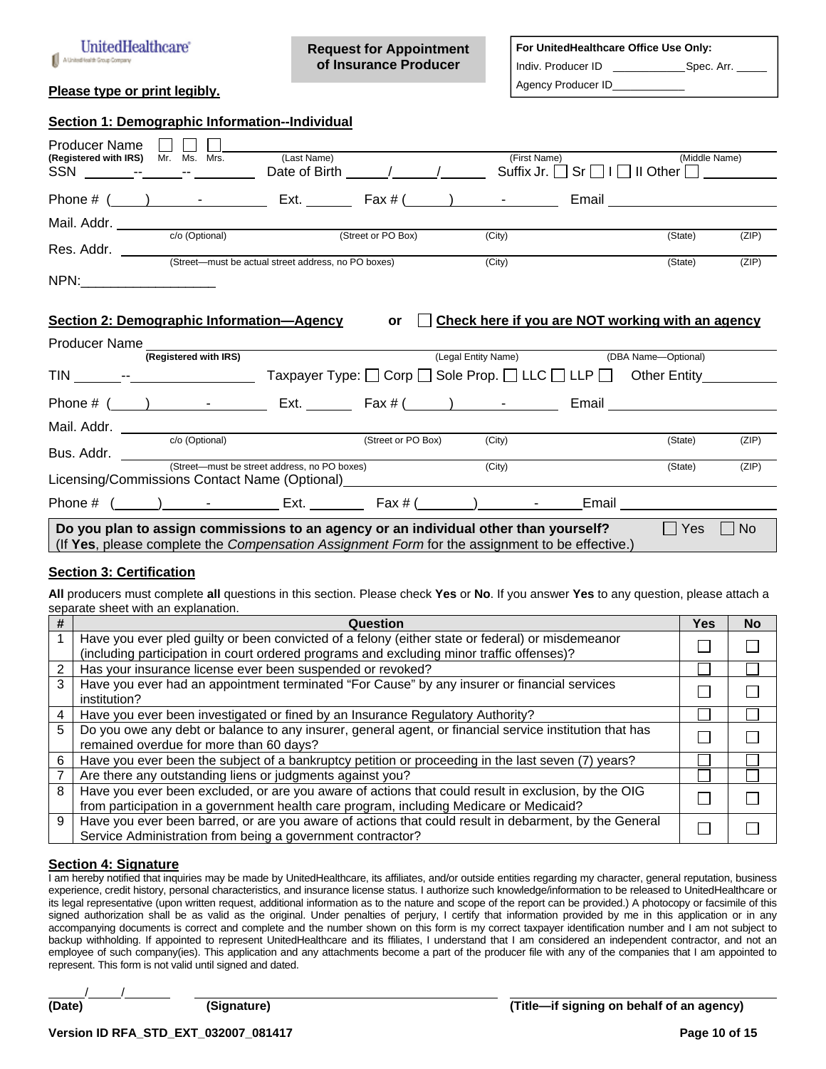UnitedHealthcare
A UnitedHealth Group Company

**Request for Appointment of Insurance Producer**

**For UnitedHealthcare Office Use Only:**
Indiv. Producer ID ____________ Spec. Arr. _____
Agency Producer ID____________

**Please type or print legibly.**

## Section 1: Demographic Information--Individual

Producer Name **(Registered with IRS)** ☐ Mr. ☐ Ms. ☐ Mrs. ____________ (Last Name) ____________ (First Name) ____________ (Middle Name)

SSN ______-______-________ Date of Birth ______/______/______ Suffix Jr. ☐ Sr ☐ I ☐ II Other ☐ ________

Phone # (____) ______-________ Ext. ______ Fax # (_____) ______-________ Email ____________________

Mail. Addr. ____________ c/o (Optional) ____________ (Street or PO Box) ____________ (City) ____________ (State) ______ (ZIP)

Res. Addr. ____________ (Street—must be actual street address, no PO boxes) ____________ (City) ____________ (State) ______ (ZIP)

NPN:__________________

## Section 2: Demographic Information—Agency or ☐ Check here if you are NOT working with an agency

Producer Name **(Registered with IRS)** ____________ (Legal Entity Name) ____________ (DBA Name—Optional)

TIN ______--________________ Taxpayer Type: ☐ Corp ☐ Sole Prop. ☐ LLC ☐ LLP ☐ Other Entity__________

Phone # (____) ______-________ Ext. ______ Fax # (_____) ______-________ Email ____________________

Mail. Addr. ____________ c/o (Optional) ____________ (Street or PO Box) ____________ (City) ____________ (State) ______ (ZIP)

Bus. Addr. ____________ (Street—must be street address, no PO boxes) ____________ (City) ____________ (State) ______ (ZIP)

Licensing/Commissions Contact Name (Optional)________________________________________

Phone # (_____) ______-________ Ext. ________ Fax # (_______) ______-________ Email ____________________

**Do you plan to assign commissions to an agency or an individual other than yourself?** ☐ Yes ☐ No
(If **Yes**, please complete the *Compensation Assignment Form* for the assignment to be effective.)

## Section 3: Certification

**All** producers must complete **all** questions in this section. Please check **Yes** or **No**. If you answer **Yes** to any question, please attach a separate sheet with an explanation.

| # | Question | Yes | No |
|---|---|---|---|
| 1 | Have you ever pled guilty or been convicted of a felony (either state or federal) or misdemeanor (including participation in court ordered programs and excluding minor traffic offenses)? | ☐ | ☐ |
| 2 | Has your insurance license ever been suspended or revoked? | ☐ | ☐ |
| 3 | Have you ever had an appointment terminated "For Cause" by any insurer or financial services institution? | ☐ | ☐ |
| 4 | Have you ever been investigated or fined by an Insurance Regulatory Authority? | ☐ | ☐ |
| 5 | Do you owe any debt or balance to any insurer, general agent, or financial service institution that has remained overdue for more than 60 days? | ☐ | ☐ |
| 6 | Have you ever been the subject of a bankruptcy petition or proceeding in the last seven (7) years? | ☐ | ☐ |
| 7 | Are there any outstanding liens or judgments against you? | ☐ | ☐ |
| 8 | Have you ever been excluded, or are you aware of actions that could result in exclusion, by the OIG from participation in a government health care program, including Medicare or Medicaid? | ☐ | ☐ |
| 9 | Have you ever been barred, or are you aware of actions that could result in debarment, by the General Service Administration from being a government contractor? | ☐ | ☐ |

## Section 4: Signature

I am hereby notified that inquiries may be made by UnitedHealthcare, its affiliates, and/or outside entities regarding my character, general reputation, business experience, credit history, personal characteristics, and insurance license status. I authorize such knowledge/information to be released to UnitedHealthcare or its legal representative (upon written request, additional information as to the nature and scope of the report can be provided.) A photocopy or facsimile of this signed authorization shall be as valid as the original. Under penalties of perjury, I certify that information provided by me in this application or in any accompanying documents is correct and complete and the number shown on this form is my correct taxpayer identification number and I am not subject to backup withholding. If appointed to represent UnitedHealthcare and its ffiliates, I understand that I am considered an independent contractor, and not an employee of such company(ies). This application and any attachments become a part of the producer file with any of the companies that I am appointed to represent. This form is not valid until signed and dated.

_____/_____/_______ ________________________________ ________________________________
**(Date)** **(Signature)** **(Title—if signing on behalf of an agency)**

**Version ID RFA_STD_EXT_032007_081417**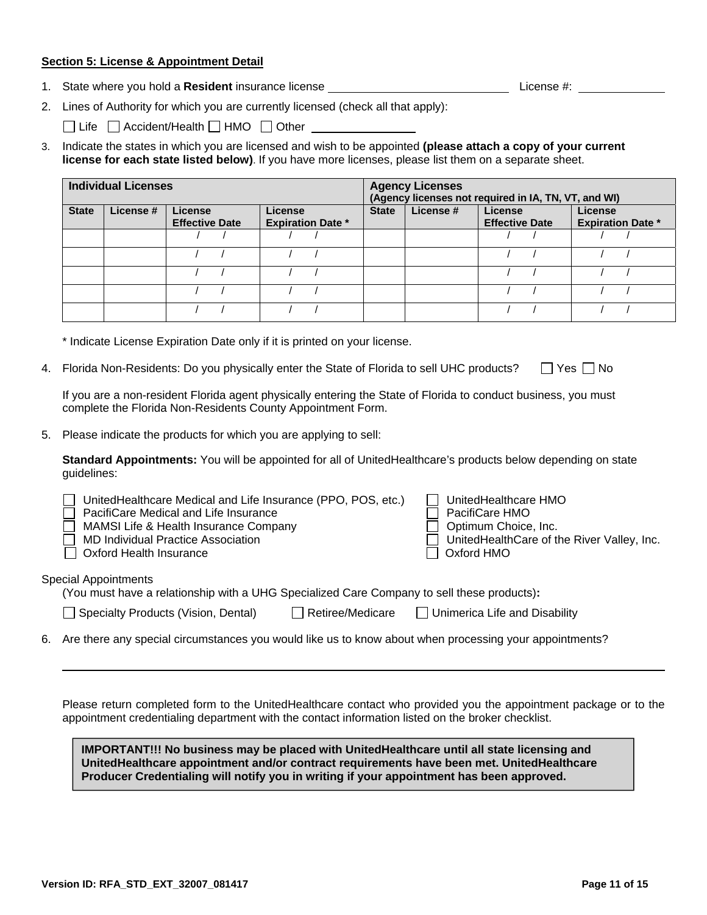**Section 5: License & Appointment Detail**

1. State where you hold a **Resident** insurance license ____________________________ License #: ____________

2. Lines of Authority for which you are currently licensed (check all that apply):

   ☐ Life ☐ Accident/Health ☐ HMO ☐ Other ________________

3. Indicate the states in which you are licensed and wish to be appointed **(please attach a copy of your current license for each state listed below)**. If you have more licenses, please list them on a separate sheet.

| **Individual Licenses** | | | | **Agency Licenses (Agency licenses not required in IA, TN, VT, and WI)** | | | |
|---|---|---|---|---|---|---|---|
| **State** | **License #** | **License Effective Date** | **License Expiration Date \*** | **State** | **License #** | **License Effective Date** | **License Expiration Date \*** |
| | | / / | / / | | | / / | / / |
| | | / / | / / | | | / / | / / |
| | | / / | / / | | | / / | / / |
| | | / / | / / | | | / / | / / |
| | | / / | / / | | | / / | / / |

\* Indicate License Expiration Date only if it is printed on your license.

4. Florida Non-Residents: Do you physically enter the State of Florida to sell UHC products? ☐ Yes ☐ No

   If you are a non-resident Florida agent physically entering the State of Florida to conduct business, you must complete the Florida Non-Residents County Appointment Form.

5. Please indicate the products for which you are applying to sell:

   **Standard Appointments:** You will be appointed for all of UnitedHealthcare's products below depending on state guidelines:

   ☐ UnitedHealthcare Medical and Life Insurance (PPO, POS, etc.)
   ☐ PacifiCare Medical and Life Insurance
   ☐ MAMSI Life & Health Insurance Company
   ☐ MD Individual Practice Association
   ☐ Oxford Health Insurance
   ☐ UnitedHealthcare HMO
   ☐ PacifiCare HMO
   ☐ Optimum Choice, Inc.
   ☐ UnitedHealthCare of the River Valley, Inc.
   ☐ Oxford HMO

   Special Appointments
   (You must have a relationship with a UHG Specialized Care Company to sell these products)**:**

   ☐ Specialty Products (Vision, Dental) ☐ Retiree/Medicare ☐ Unimerica Life and Disability

6. Are there any special circumstances you would like us to know about when processing your appointments?

   ______________________________________________________________________________

Please return completed form to the UnitedHealthcare contact who provided you the appointment package or to the appointment credentialing department with the contact information listed on the broker checklist.

**IMPORTANT!!! No business may be placed with UnitedHealthcare until all state licensing and UnitedHealthcare appointment and/or contract requirements have been met. UnitedHealthcare Producer Credentialing will notify you in writing if your appointment has been approved.**

**Version ID: RFA_STD_EXT_32007_081417**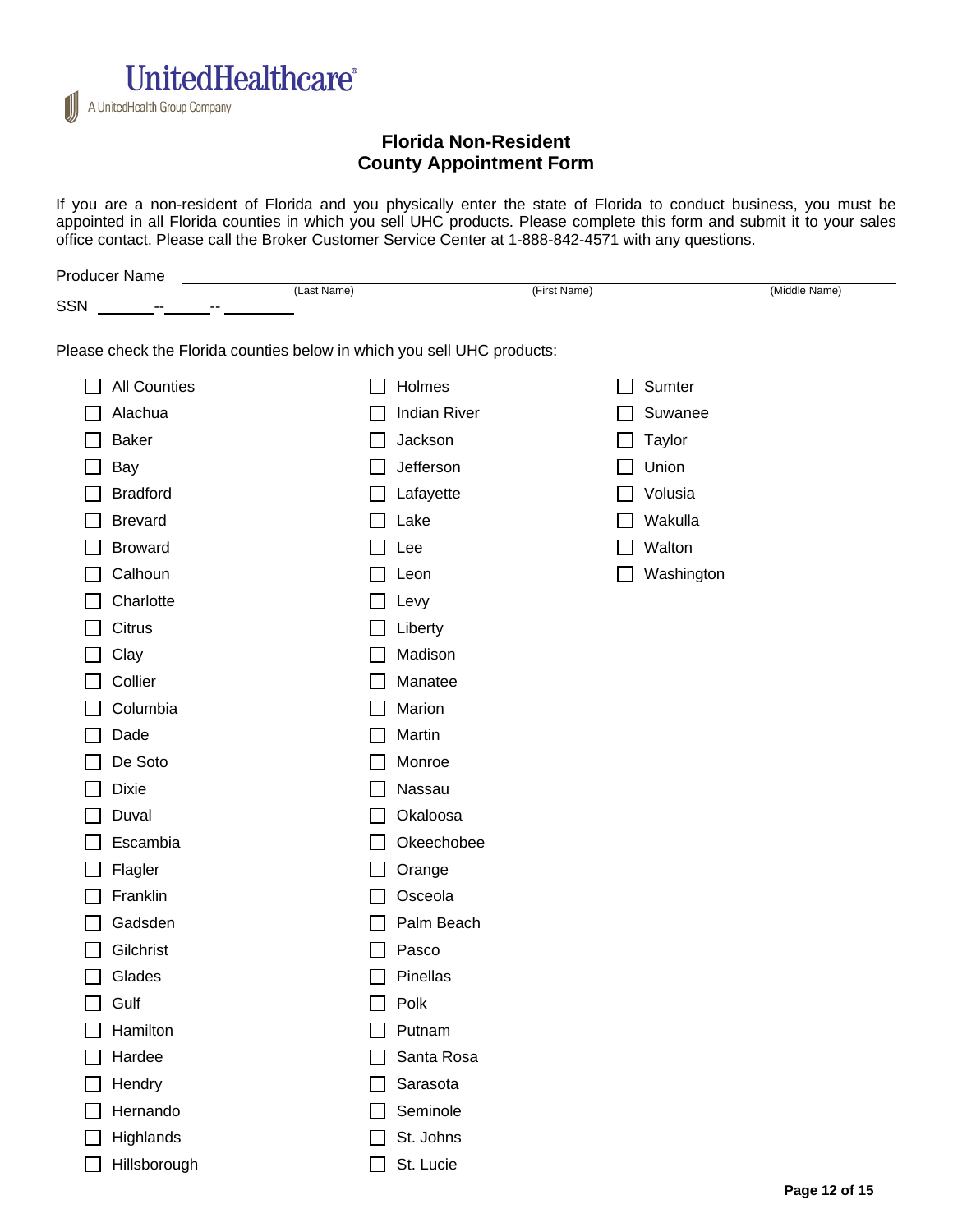UnitedHealthcare®
A UnitedHealth Group Company

# Florida Non-Resident
# County Appointment Form

If you are a non-resident of Florida and you physically enter the state of Florida to conduct business, you must be appointed in all Florida counties in which you sell UHC products. Please complete this form and submit it to your sales office contact. Please call the Broker Customer Service Center at 1-888-842-4571 with any questions.

Producer Name ______________________________________________________________
(Last Name) (First Name) (Middle Name)

SSN ______--______--________

Please check the Florida counties below in which you sell UHC products:

- ☐ All Counties
- ☐ Alachua
- ☐ Baker
- ☐ Bay
- ☐ Bradford
- ☐ Brevard
- ☐ Broward
- ☐ Calhoun
- ☐ Charlotte
- ☐ Citrus
- ☐ Clay
- ☐ Collier
- ☐ Columbia
- ☐ Dade
- ☐ De Soto
- ☐ Dixie
- ☐ Duval
- ☐ Escambia
- ☐ Flagler
- ☐ Franklin
- ☐ Gadsden
- ☐ Gilchrist
- ☐ Glades
- ☐ Gulf
- ☐ Hamilton
- ☐ Hardee
- ☐ Hendry
- ☐ Hernando
- ☐ Highlands
- ☐ Hillsborough
- ☐ Holmes
- ☐ Indian River
- ☐ Jackson
- ☐ Jefferson
- ☐ Lafayette
- ☐ Lake
- ☐ Lee
- ☐ Leon
- ☐ Levy
- ☐ Liberty
- ☐ Madison
- ☐ Manatee
- ☐ Marion
- ☐ Martin
- ☐ Monroe
- ☐ Nassau
- ☐ Okaloosa
- ☐ Okeechobee
- ☐ Orange
- ☐ Osceola
- ☐ Palm Beach
- ☐ Pasco
- ☐ Pinellas
- ☐ Polk
- ☐ Putnam
- ☐ Santa Rosa
- ☐ Sarasota
- ☐ Seminole
- ☐ St. Johns
- ☐ St. Lucie
- ☐ Sumter
- ☐ Suwanee
- ☐ Taylor
- ☐ Union
- ☐ Volusia
- ☐ Wakulla
- ☐ Walton
- ☐ Washington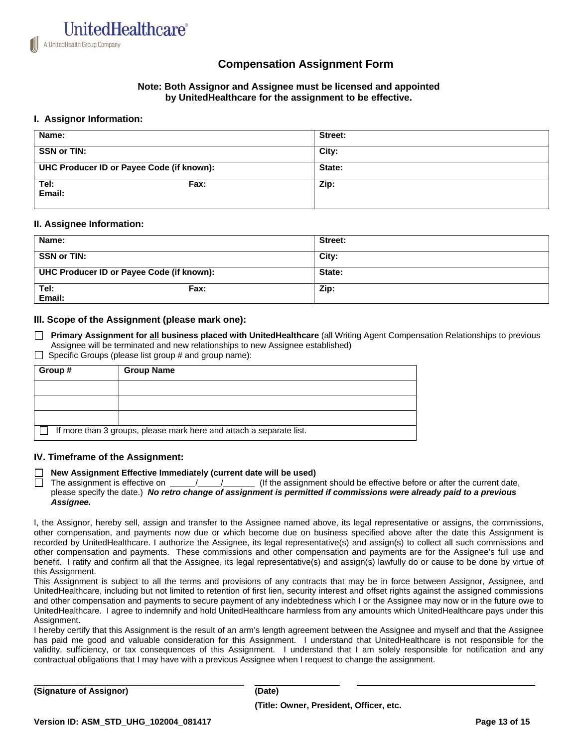UnitedHealthcare®
A UnitedHealth Group Company

# Compensation Assignment Form

**Note: Both Assignor and Assignee must be licensed and appointed by UnitedHealthcare for the assignment to be effective.**

## I. Assignor Information:

| Name: | Street: |
|---|---|
| SSN or TIN: | City: |
| UHC Producer ID or Payee Code (if known): | State: |
| Tel: Fax: Email: | Zip: |

## II. Assignee Information:

| Name: | Street: |
|---|---|
| SSN or TIN: | City: |
| UHC Producer ID or Payee Code (if known): | State: |
| Tel: Fax: Email: | Zip: |

## III. Scope of the Assignment (please mark one):

☐ **Primary Assignment for all business placed with UnitedHealthcare** (all Writing Agent Compensation Relationships to previous Assignee will be terminated and new relationships to new Assignee established)

☐ Specific Groups (please list group # and group name):

| Group # | Group Name |
|---|---|
| | |
| | |
| | |
| ☐ If more than 3 groups, please mark here and attach a separate list. | |

## IV. Timeframe of the Assignment:

☐ **New Assignment Effective Immediately (current date will be used)**

☐ The assignment is effective on _____/_____/______ (If the assignment should be effective before or after the current date, please specify the date.) ***No retro change of assignment is permitted if commissions were already paid to a previous Assignee.***

I, the Assignor, hereby sell, assign and transfer to the Assignee named above, its legal representative or assigns, the commissions, other compensation, and payments now due or which become due on business specified above after the date this Assignment is recorded by UnitedHealthcare. I authorize the Assignee, its legal representative(s) and assign(s) to collect all such commissions and other compensation and payments. These commissions and other compensation and payments are for the Assignee's full use and benefit. I ratify and confirm all that the Assignee, its legal representative(s) and assign(s) lawfully do or cause to be done by virtue of this Assignment.

This Assignment is subject to all the terms and provisions of any contracts that may be in force between Assignor, Assignee, and UnitedHealthcare, including but not limited to retention of first lien, security interest and offset rights against the assigned commissions and other compensation and payments to secure payment of any indebtedness which I or the Assignee may now or in the future owe to UnitedHealthcare. I agree to indemnify and hold UnitedHealthcare harmless from any amounts which UnitedHealthcare pays under this Assignment.

I hereby certify that this Assignment is the result of an arm's length agreement between the Assignee and myself and that the Assignee has paid me good and valuable consideration for this Assignment. I understand that UnitedHealthcare is not responsible for the validity, sufficiency, or tax consequences of this Assignment. I understand that I am solely responsible for notification and any contractual obligations that I may have with a previous Assignee when I request to change the assignment.

______________________________ ______________ ______________________________

**(Signature of Assignor)** **(Date)**

**(Title: Owner, President, Officer, etc.**

**Version ID: ASM_STD_UHG_102004_081417**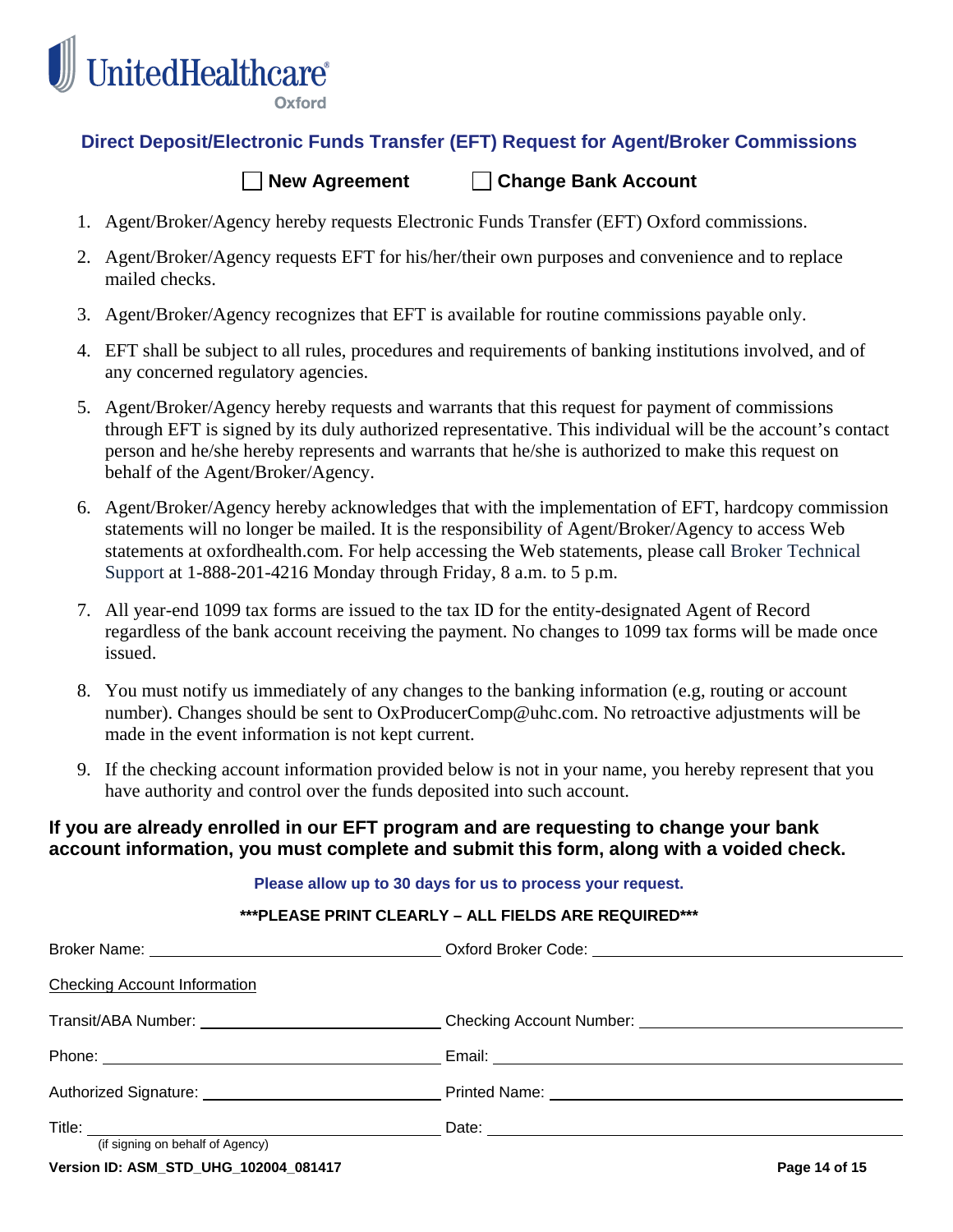UnitedHealthcare Oxford

## Direct Deposit/Electronic Funds Transfer (EFT) Request for Agent/Broker Commissions

☐ **New Agreement** ☐ **Change Bank Account**

1. Agent/Broker/Agency hereby requests Electronic Funds Transfer (EFT) Oxford commissions.
2. Agent/Broker/Agency requests EFT for his/her/their own purposes and convenience and to replace mailed checks.
3. Agent/Broker/Agency recognizes that EFT is available for routine commissions payable only.
4. EFT shall be subject to all rules, procedures and requirements of banking institutions involved, and of any concerned regulatory agencies.
5. Agent/Broker/Agency hereby requests and warrants that this request for payment of commissions through EFT is signed by its duly authorized representative. This individual will be the account's contact person and he/she hereby represents and warrants that he/she is authorized to make this request on behalf of the Agent/Broker/Agency.
6. Agent/Broker/Agency hereby acknowledges that with the implementation of EFT, hardcopy commission statements will no longer be mailed. It is the responsibility of Agent/Broker/Agency to access Web statements at oxfordhealth.com. For help accessing the Web statements, please call Broker Technical Support at 1-888-201-4216 Monday through Friday, 8 a.m. to 5 p.m.
7. All year-end 1099 tax forms are issued to the tax ID for the entity-designated Agent of Record regardless of the bank account receiving the payment. No changes to 1099 tax forms will be made once issued.
8. You must notify us immediately of any changes to the banking information (e.g, routing or account number). Changes should be sent to OxProducerComp@uhc.com. No retroactive adjustments will be made in the event information is not kept current.
9. If the checking account information provided below is not in your name, you hereby represent that you have authority and control over the funds deposited into such account.

**If you are already enrolled in our EFT program and are requesting to change your bank account information, you must complete and submit this form, along with a voided check.**

**Please allow up to 30 days for us to process your request.**

**\*\*\*PLEASE PRINT CLEARLY – ALL FIELDS ARE REQUIRED\*\*\***

Broker Name: ______________________ Oxford Broker Code: ______________________

Checking Account Information

Transit/ABA Number: ______________________ Checking Account Number: ______________________

Phone: ______________________ Email: ______________________

Authorized Signature: ______________________ Printed Name: ______________________

Title: ______________________ Date: ______________________
(if signing on behalf of Agency)

**Version ID: ASM_STD_UHG_102004_081417**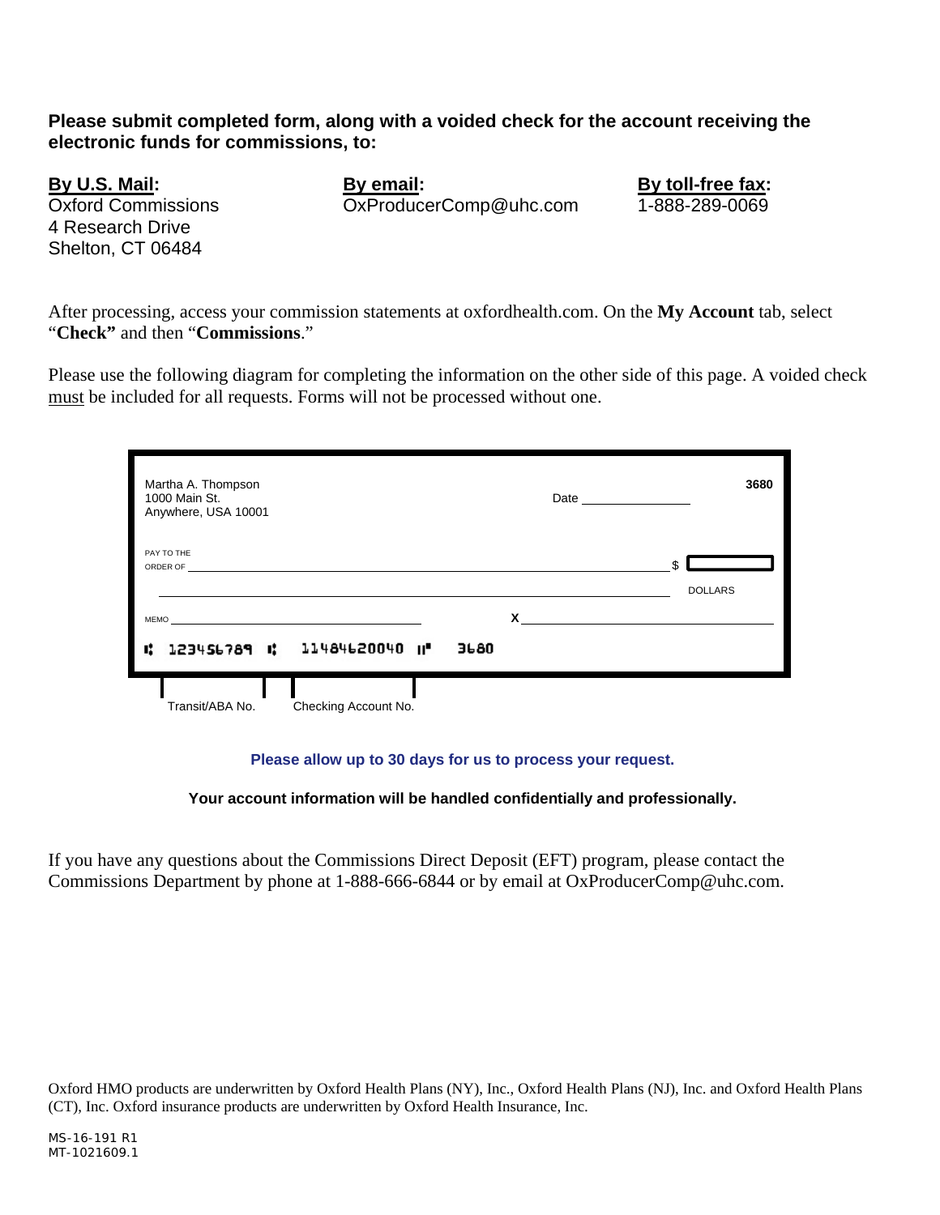**Please submit completed form, along with a voided check for the account receiving the electronic funds for commissions, to:**

**By U.S. Mail:**
Oxford Commissions
4 Research Drive
Shelton, CT 06484

**By email:**
OxProducerComp@uhc.com

**By toll-free fax:**
1-888-289-0069

After processing, access your commission statements at oxfordhealth.com. On the **My Account** tab, select "**Check**" and then "**Commissions**."

Please use the following diagram for completing the information on the other side of this page. A voided check must be included for all requests. Forms will not be processed without one.

Martha A. Thompson
1000 Main St.
Anywhere, USA 10001

Date

3680

PAY TO THE ORDER OF

$

DOLLARS

MEMO

X

⑆ 123456789 ⑆ 11484620040 ⑈ 3680

Transit/ABA No.

Checking Account No.

**Please allow up to 30 days for us to process your request.**

**Your account information will be handled confidentially and professionally.**

If you have any questions about the Commissions Direct Deposit (EFT) program, please contact the Commissions Department by phone at 1-888-666-6844 or by email at OxProducerComp@uhc.com.

Oxford HMO products are underwritten by Oxford Health Plans (NY), Inc., Oxford Health Plans (NJ), Inc. and Oxford Health Plans (CT), Inc. Oxford insurance products are underwritten by Oxford Health Insurance, Inc.

MS-16-191 R1
MT-1021609.1